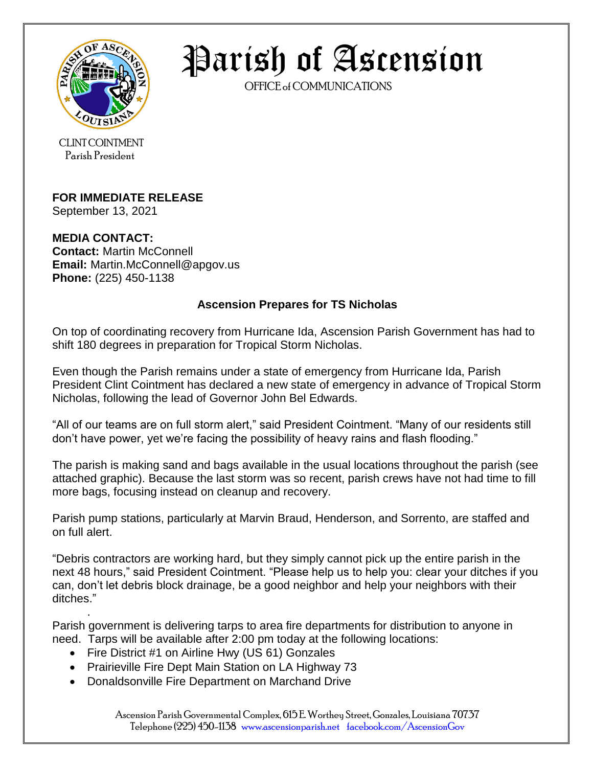# Parish of Ascension

OFFICE of COMMUNICATIONS

CLINT COINTMENT
Parish President

**FOR IMMEDIATE RELEASE**
September 13, 2021

**MEDIA CONTACT:**
**Contact:** Martin McConnell
**Email:** Martin.McConnell@apgov.us
**Phone:** (225) 450-1138

## Ascension Prepares for TS Nicholas

On top of coordinating recovery from Hurricane Ida, Ascension Parish Government has had to shift 180 degrees in preparation for Tropical Storm Nicholas.

Even though the Parish remains under a state of emergency from Hurricane Ida, Parish President Clint Cointment has declared a new state of emergency in advance of Tropical Storm Nicholas, following the lead of Governor John Bel Edwards.

"All of our teams are on full storm alert," said President Cointment. "Many of our residents still don't have power, yet we're facing the possibility of heavy rains and flash flooding."

The parish is making sand and bags available in the usual locations throughout the parish (see attached graphic). Because the last storm was so recent, parish crews have not had time to fill more bags, focusing instead on cleanup and recovery.

Parish pump stations, particularly at Marvin Braud, Henderson, and Sorrento, are staffed and on full alert.

"Debris contractors are working hard, but they simply cannot pick up the entire parish in the next 48 hours," said President Cointment. "Please help us to help you: clear your ditches if you can, don't let debris block drainage, be a good neighbor and help your neighbors with their ditches."

Parish government is delivering tarps to area fire departments for distribution to anyone in need. Tarps will be available after 2:00 pm today at the following locations:

- Fire District #1 on Airline Hwy (US 61) Gonzales
- Prairieville Fire Dept Main Station on LA Highway 73
- Donaldsonville Fire Department on Marchand Drive

Ascension Parish Governmental Complex, 615 E. Worthey Street, Gonzales, Louisiana 70737
Telephone (225) 450-1138 www.ascensionparish.net facebook.com/AscensionGov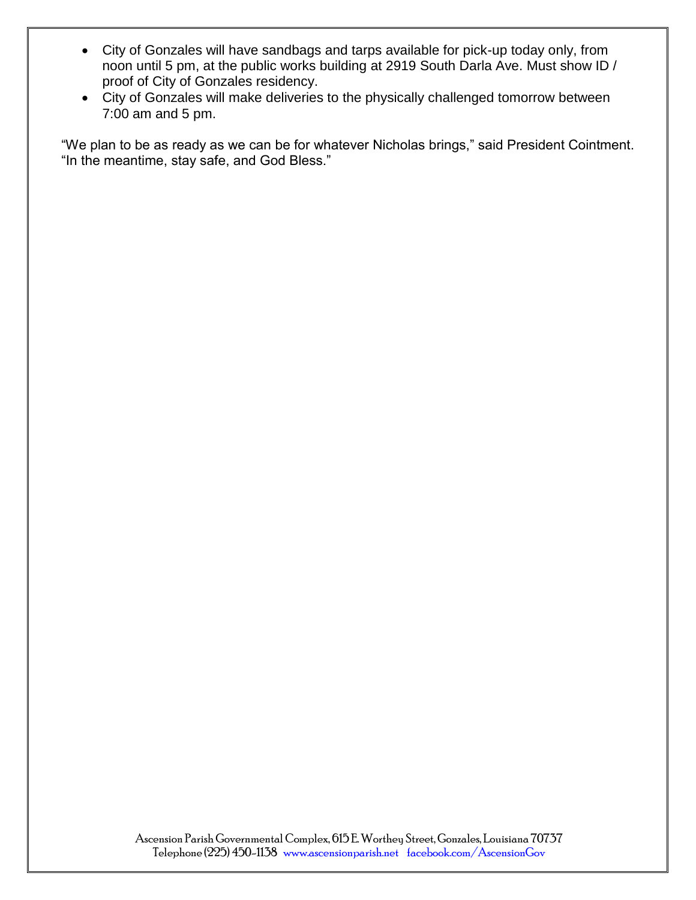- City of Gonzales will have sandbags and tarps available for pick-up today only, from noon until 5 pm, at the public works building at 2919 South Darla Ave. Must show ID / proof of City of Gonzales residency.
- City of Gonzales will make deliveries to the physically challenged tomorrow between 7:00 am and 5 pm.

"We plan to be as ready as we can be for whatever Nicholas brings," said President Cointment. "In the meantime, stay safe, and God Bless."